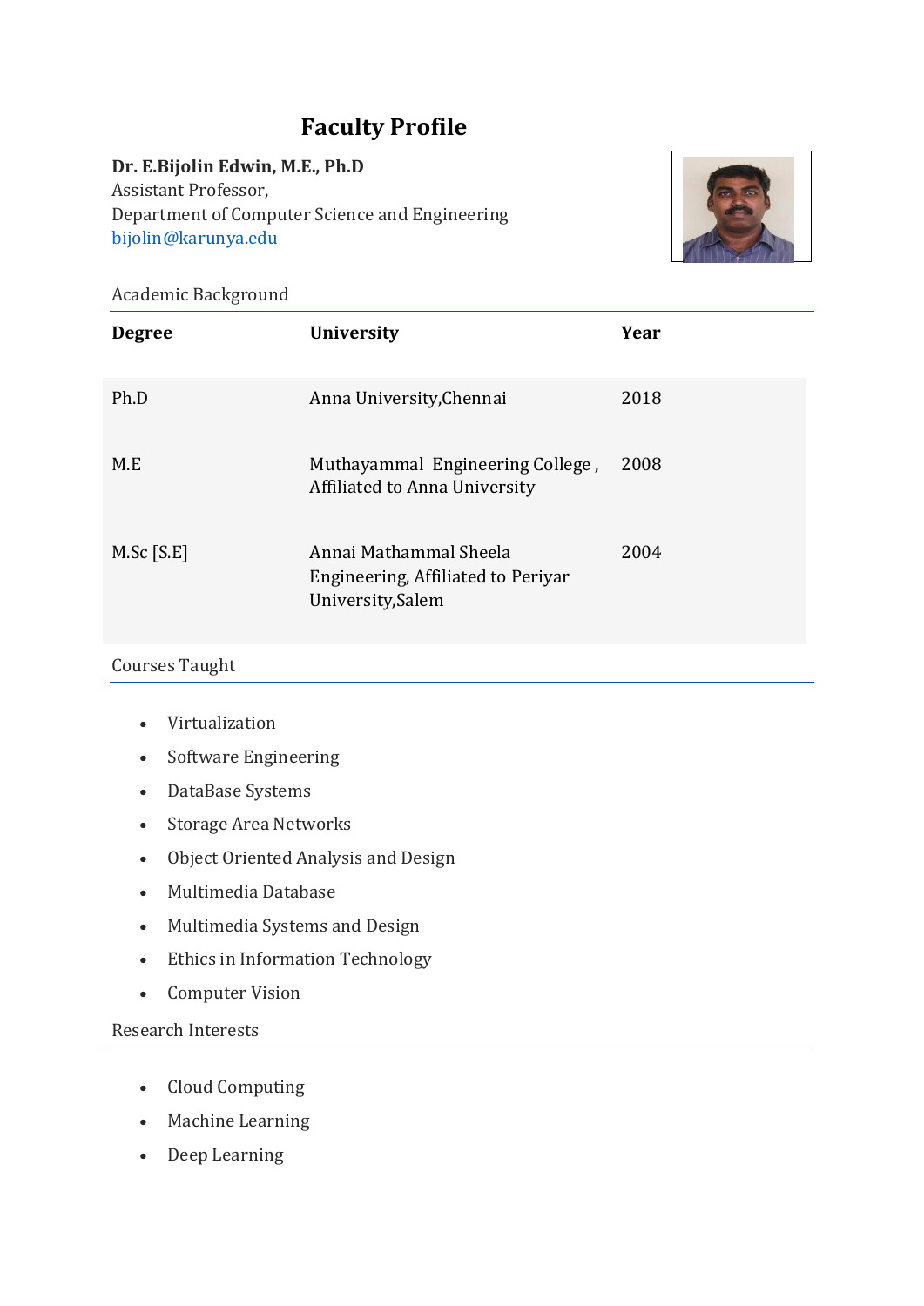# Faculty Profile

**Dr. E.Bijolin Edwin, M.E., Ph.D**
Assistant Professor,
Department of Computer Science and Engineering
bijolin@karunya.edu

## Academic Background

| Degree | University | Year |
|---|---|---|
| Ph.D | Anna University,Chennai | 2018 |
| M.E | Muthayammal Engineering College , Affiliated to Anna University | 2008 |
| M.Sc [S.E] | Annai Mathammal Sheela Engineering, Affiliated to Periyar University,Salem | 2004 |

## Courses Taught

- Virtualization
- Software Engineering
- DataBase Systems
- Storage Area Networks
- Object Oriented Analysis and Design
- Multimedia Database
- Multimedia Systems and Design
- Ethics in Information Technology
- Computer Vision

## Research Interests

- Cloud Computing
- Machine Learning
- Deep Learning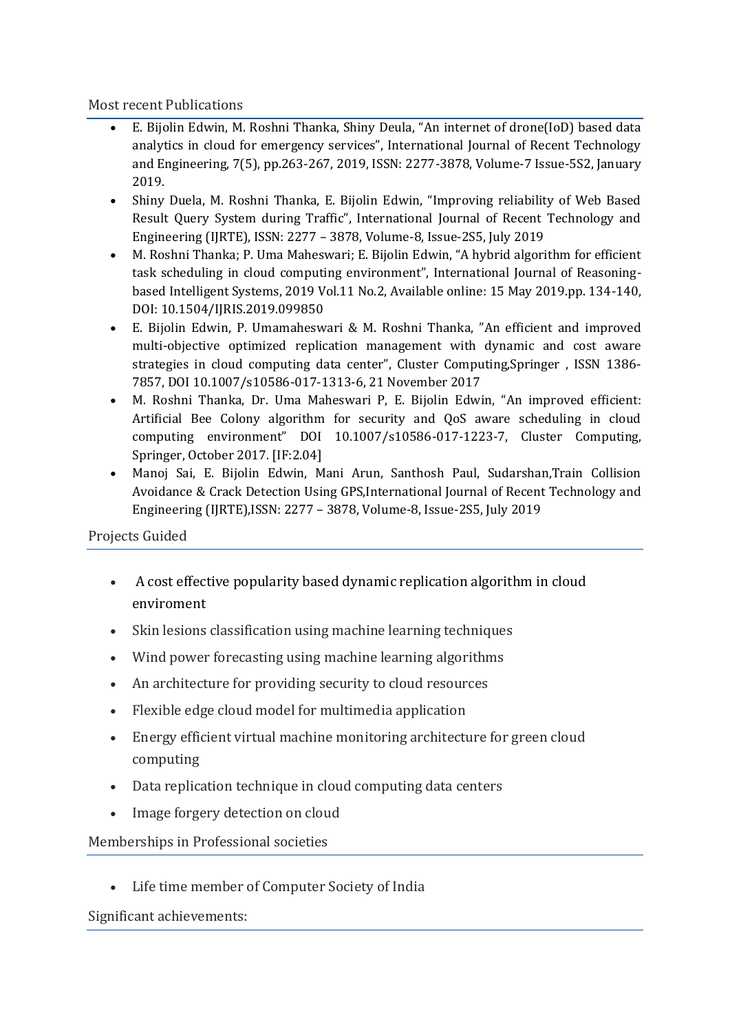## Most recent Publications

- E. Bijolin Edwin, M. Roshni Thanka, Shiny Deula, "An internet of drone(IoD) based data analytics in cloud for emergency services", International Journal of Recent Technology and Engineering, 7(5), pp.263-267, 2019, ISSN: 2277-3878, Volume-7 Issue-5S2, January 2019.
- Shiny Duela, M. Roshni Thanka, E. Bijolin Edwin, "Improving reliability of Web Based Result Query System during Traffic", International Journal of Recent Technology and Engineering (IJRTE), ISSN: 2277 – 3878, Volume-8, Issue-2S5, July 2019
- M. Roshni Thanka; P. Uma Maheswari; E. Bijolin Edwin, "A hybrid algorithm for efficient task scheduling in cloud computing environment", International Journal of Reasoning-based Intelligent Systems, 2019 Vol.11 No.2, Available online: 15 May 2019.pp. 134-140, DOI: 10.1504/IJRIS.2019.099850
- E. Bijolin Edwin, P. Umamaheswari & M. Roshni Thanka, "An efficient and improved multi-objective optimized replication management with dynamic and cost aware strategies in cloud computing data center", Cluster Computing,Springer , ISSN 1386-7857, DOI 10.1007/s10586-017-1313-6, 21 November 2017
- M. Roshni Thanka, Dr. Uma Maheswari P, E. Bijolin Edwin, "An improved efficient: Artificial Bee Colony algorithm for security and QoS aware scheduling in cloud computing environment" DOI 10.1007/s10586-017-1223-7, Cluster Computing, Springer, October 2017. [IF:2.04]
- Manoj Sai, E. Bijolin Edwin, Mani Arun, Santhosh Paul, Sudarshan,Train Collision Avoidance & Crack Detection Using GPS,International Journal of Recent Technology and Engineering (IJRTE),ISSN: 2277 – 3878, Volume-8, Issue-2S5, July 2019

## Projects Guided

- A cost effective popularity based dynamic replication algorithm in cloud enviroment
- Skin lesions classification using machine learning techniques
- Wind power forecasting using machine learning algorithms
- An architecture for providing security to cloud resources
- Flexible edge cloud model for multimedia application
- Energy efficient virtual machine monitoring architecture for green cloud computing
- Data replication technique in cloud computing data centers
- Image forgery detection on cloud

## Memberships in Professional societies

- Life time member of Computer Society of India

## Significant achievements: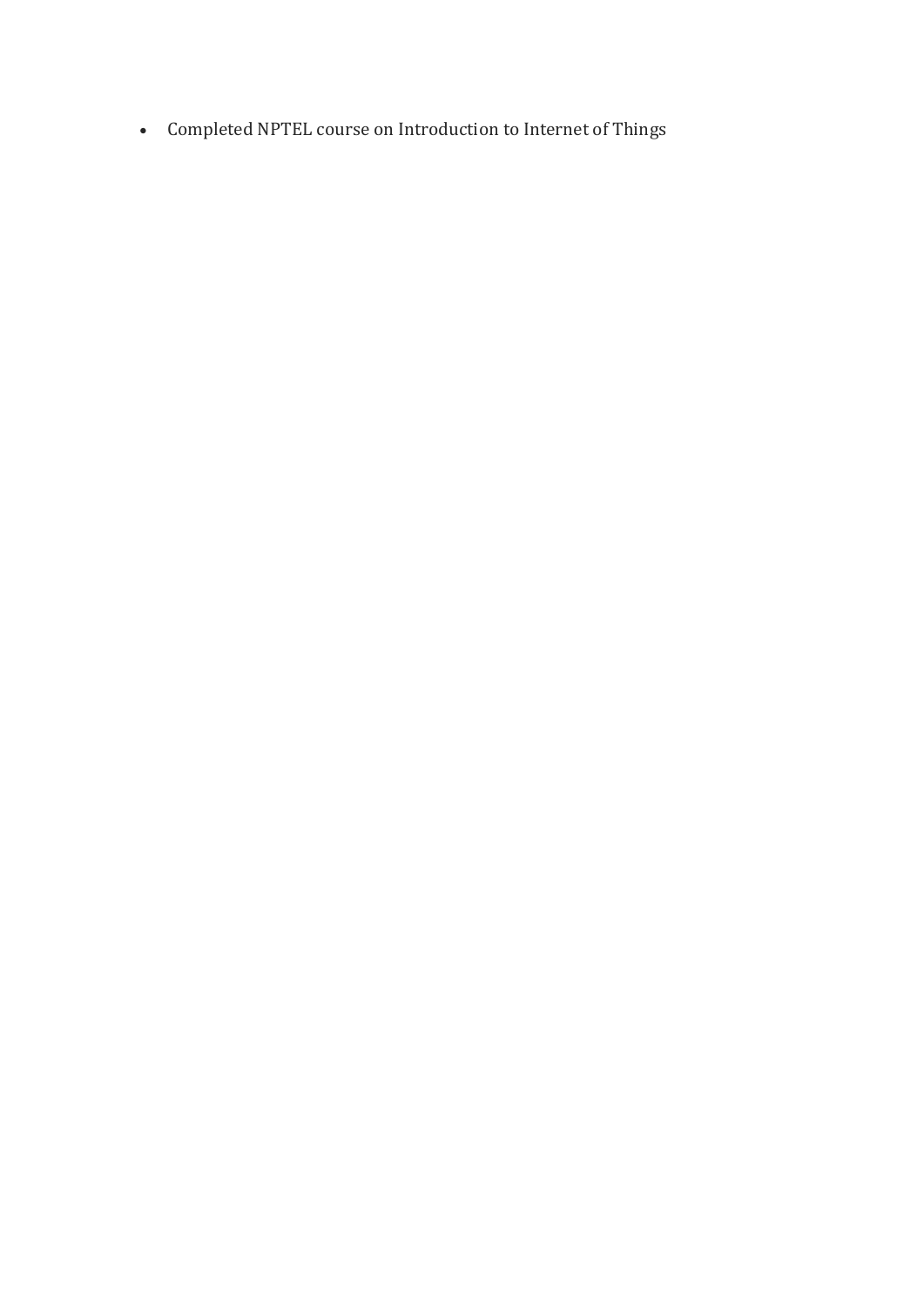- Completed NPTEL course on Introduction to Internet of Things